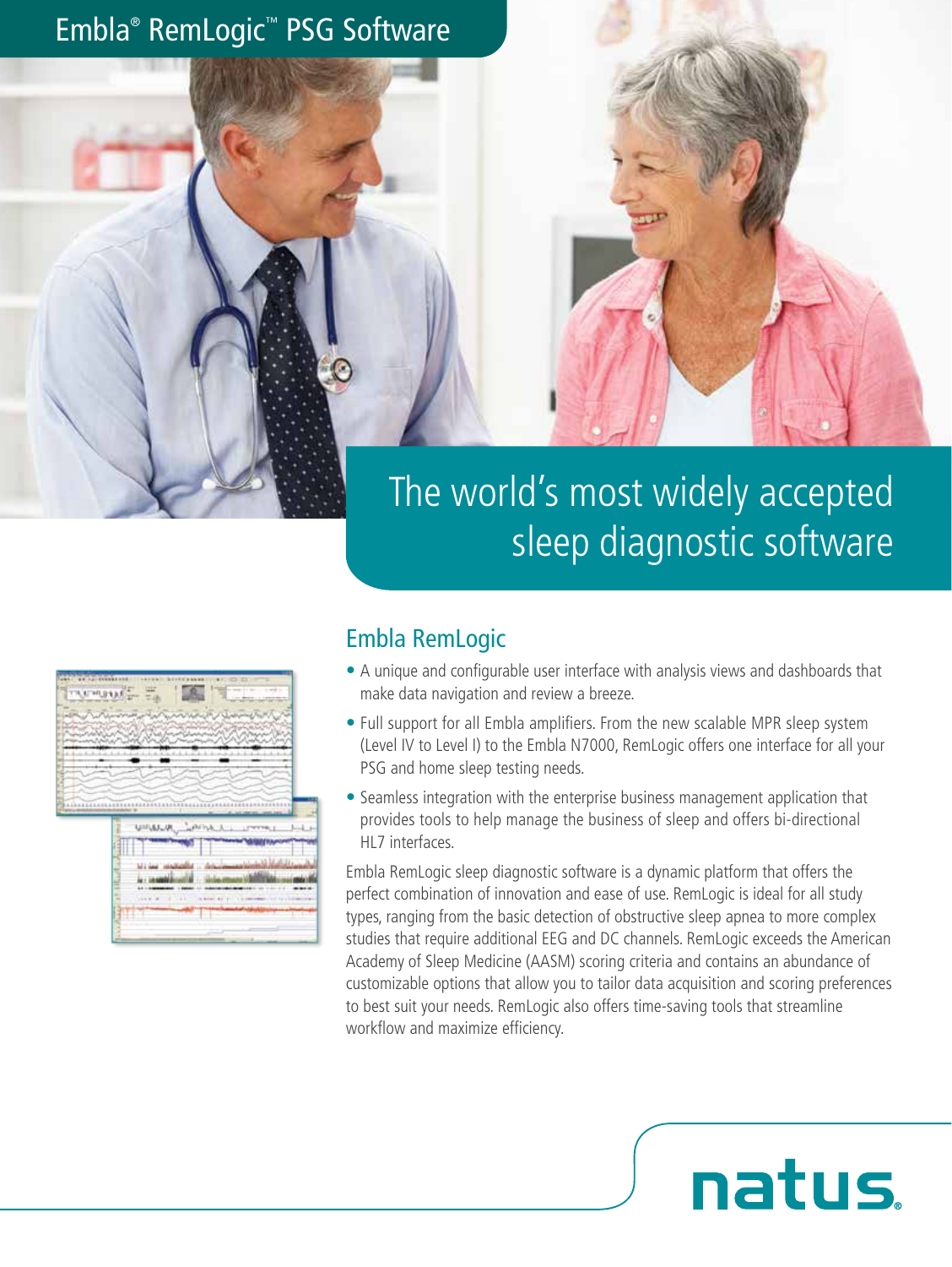# Embla® RemLogic™ PSG Software

## The world's most widely accepted sleep diagnostic software

### Embla RemLogic

- A unique and configurable user interface with analysis views and dashboards that make data navigation and review a breeze.
- Full support for all Embla amplifiers. From the new scalable MPR sleep system (Level IV to Level I) to the Embla N7000, RemLogic offers one interface for all your PSG and home sleep testing needs.
- Seamless integration with the enterprise business management application that provides tools to help manage the business of sleep and offers bi-directional HL7 interfaces.

Embla RemLogic sleep diagnostic software is a dynamic platform that offers the perfect combination of innovation and ease of use. RemLogic is ideal for all study types, ranging from the basic detection of obstructive sleep apnea to more complex studies that require additional EEG and DC channels. RemLogic exceeds the American Academy of Sleep Medicine (AASM) scoring criteria and contains an abundance of customizable options that allow you to tailor data acquisition and scoring preferences to best suit your needs. RemLogic also offers time-saving tools that streamline workflow and maximize efficiency.

natus.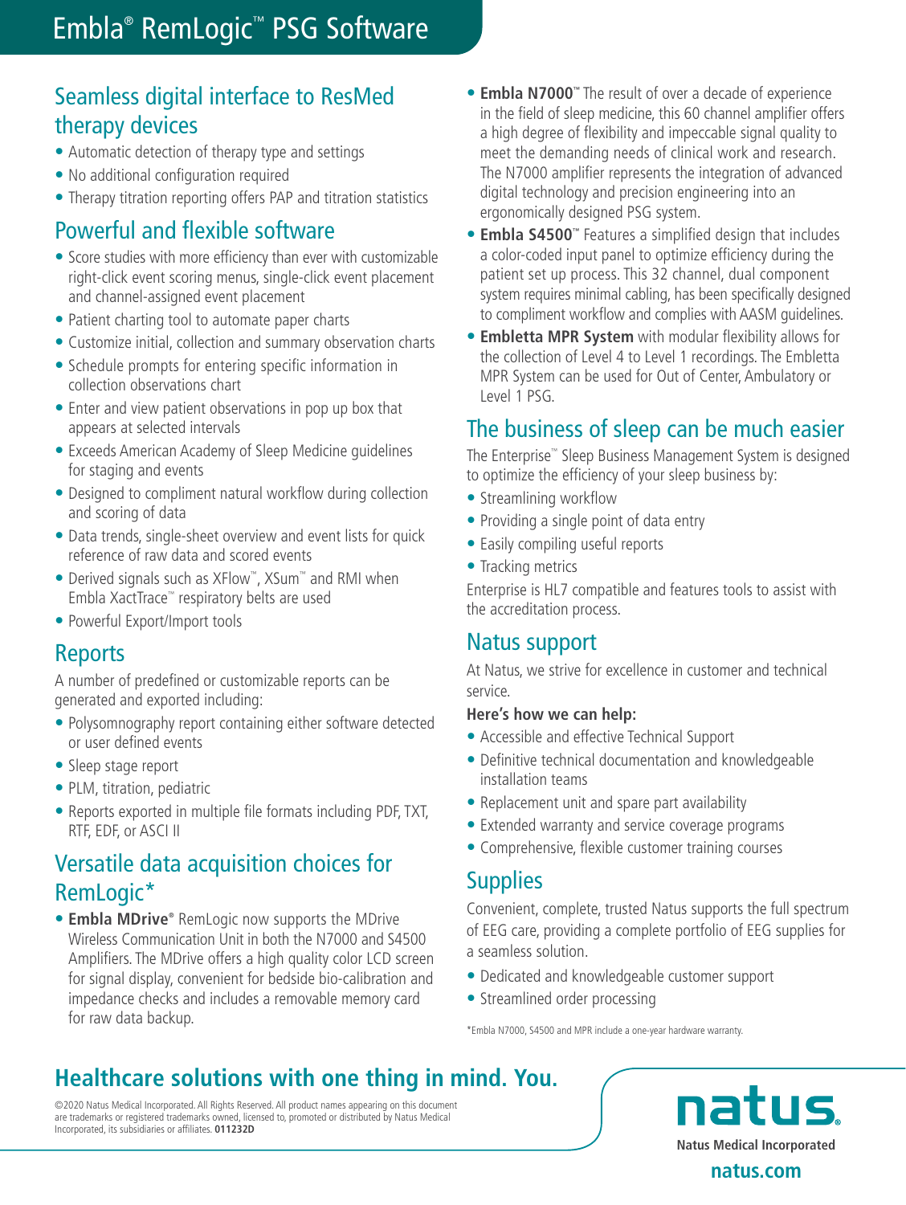# Embla® RemLogic™ PSG Software

## Seamless digital interface to ResMed therapy devices

- Automatic detection of therapy type and settings
- No additional configuration required
- Therapy titration reporting offers PAP and titration statistics

## Powerful and flexible software

- Score studies with more efficiency than ever with customizable right-click event scoring menus, single-click event placement and channel-assigned event placement
- Patient charting tool to automate paper charts
- Customize initial, collection and summary observation charts
- Schedule prompts for entering specific information in collection observations chart
- Enter and view patient observations in pop up box that appears at selected intervals
- Exceeds American Academy of Sleep Medicine guidelines for staging and events
- Designed to compliment natural workflow during collection and scoring of data
- Data trends, single-sheet overview and event lists for quick reference of raw data and scored events
- Derived signals such as XFlow™, XSum™ and RMI when Embla XactTrace™ respiratory belts are used
- Powerful Export/Import tools

## Reports

A number of predefined or customizable reports can be generated and exported including:

- Polysomnography report containing either software detected or user defined events
- Sleep stage report
- PLM, titration, pediatric
- Reports exported in multiple file formats including PDF, TXT, RTF, EDF, or ASCI II

## Versatile data acquisition choices for RemLogic*

- **Embla MDrive®** RemLogic now supports the MDrive Wireless Communication Unit in both the N7000 and S4500 Amplifiers. The MDrive offers a high quality color LCD screen for signal display, convenient for bedside bio-calibration and impedance checks and includes a removable memory card for raw data backup.
- **Embla N7000™** The result of over a decade of experience in the field of sleep medicine, this 60 channel amplifier offers a high degree of flexibility and impeccable signal quality to meet the demanding needs of clinical work and research. The N7000 amplifier represents the integration of advanced digital technology and precision engineering into an ergonomically designed PSG system.
- **Embla S4500™** Features a simplified design that includes a color-coded input panel to optimize efficiency during the patient set up process. This 32 channel, dual component system requires minimal cabling, has been specifically designed to compliment workflow and complies with AASM guidelines.
- **Embletta MPR System** with modular flexibility allows for the collection of Level 4 to Level 1 recordings. The Embletta MPR System can be used for Out of Center, Ambulatory or Level 1 PSG.

## The business of sleep can be much easier

The Enterprise™ Sleep Business Management System is designed to optimize the efficiency of your sleep business by:

- Streamlining workflow
- Providing a single point of data entry
- Easily compiling useful reports
- Tracking metrics

Enterprise is HL7 compatible and features tools to assist with the accreditation process.

## Natus support

At Natus, we strive for excellence in customer and technical service.

**Here's how we can help:**

- Accessible and effective Technical Support
- Definitive technical documentation and knowledgeable installation teams
- Replacement unit and spare part availability
- Extended warranty and service coverage programs
- Comprehensive, flexible customer training courses

## Supplies

Convenient, complete, trusted Natus supports the full spectrum of EEG care, providing a complete portfolio of EEG supplies for a seamless solution.

- Dedicated and knowledgeable customer support
- Streamlined order processing

*Embla N7000, S4500 and MPR include a one-year hardware warranty.

## Healthcare solutions with one thing in mind. You.

©2020 Natus Medical Incorporated. All Rights Reserved. All product names appearing on this document are trademarks or registered trademarks owned, licensed to, promoted or distributed by Natus Medical Incorporated, its subsidiaries or affiliates. **011232D**

natus

Natus Medical Incorporated

natus.com